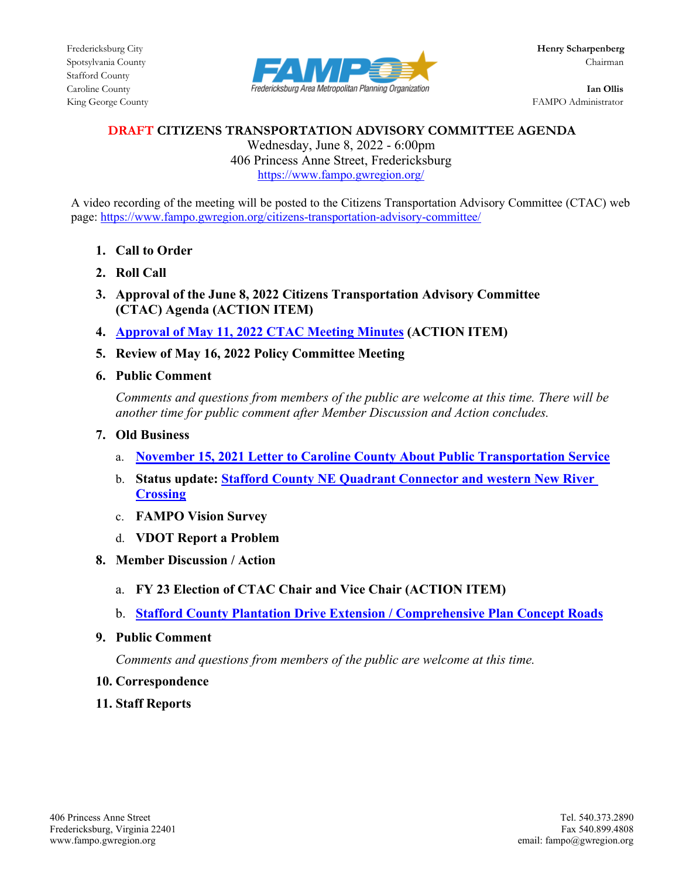Fredericksburg City
Spotsylvania County
Stafford County
Caroline County
King George County

FAMPO — Fredericksburg Area Metropolitan Planning Organization

**Henry Scharpenberg**
Chairman

**Ian Ollis**
FAMPO Administrator

# DRAFT CITIZENS TRANSPORTATION ADVISORY COMMITTEE AGENDA

Wednesday, June 8, 2022 - 6:00pm
406 Princess Anne Street, Fredericksburg
https://www.fampo.gwregion.org/

A video recording of the meeting will be posted to the Citizens Transportation Advisory Committee (CTAC) web page: https://www.fampo.gwregion.org/citizens-transportation-advisory-committee/

1. **Call to Order**
2. **Roll Call**
3. **Approval of the June 8, 2022 Citizens Transportation Advisory Committee (CTAC) Agenda (ACTION ITEM)**
4. **Approval of May 11, 2022 CTAC Meeting Minutes (ACTION ITEM)**
5. **Review of May 16, 2022 Policy Committee Meeting**
6. **Public Comment**

   *Comments and questions from members of the public are welcome at this time. There will be another time for public comment after Member Discussion and Action concludes.*

7. **Old Business**
   a. **November 15, 2021 Letter to Caroline County About Public Transportation Service**
   b. **Status update: Stafford County NE Quadrant Connector and western New River Crossing**
   c. **FAMPO Vision Survey**
   d. **VDOT Report a Problem**
8. **Member Discussion / Action**
   a. **FY 23 Election of CTAC Chair and Vice Chair (ACTION ITEM)**
   b. **Stafford County Plantation Drive Extension / Comprehensive Plan Concept Roads**
9. **Public Comment**

   *Comments and questions from members of the public are welcome at this time.*

10. **Correspondence**
11. **Staff Reports**

406 Princess Anne Street
Fredericksburg, Virginia 22401
www.fampo.gwregion.org

Tel. 540.373.2890
Fax 540.899.4808
email: fampo@gwregion.org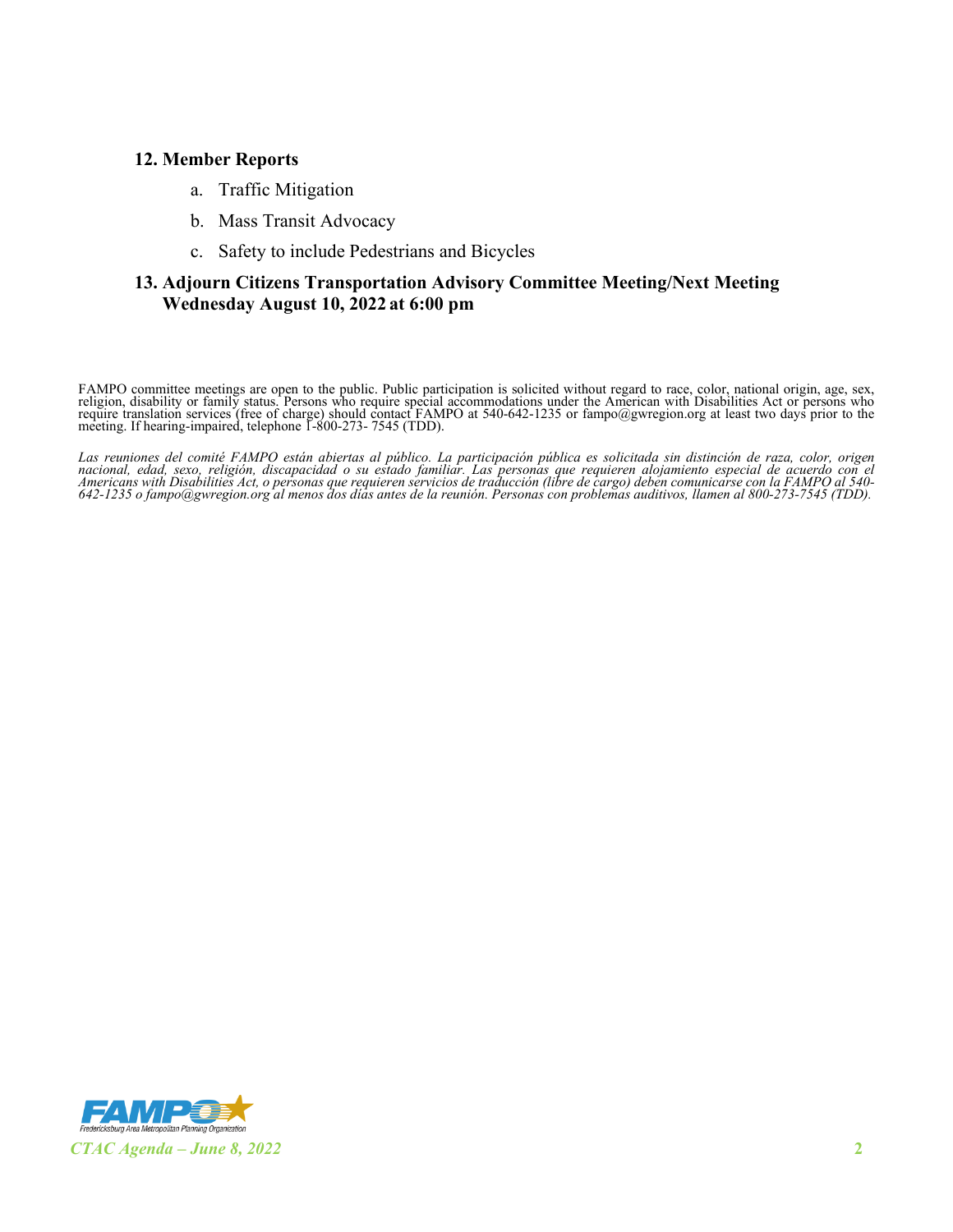**12. Member Reports**

a. Traffic Mitigation

b. Mass Transit Advocacy

c. Safety to include Pedestrians and Bicycles

**13. Adjourn Citizens Transportation Advisory Committee Meeting/Next Meeting Wednesday August 10, 2022 at 6:00 pm**

FAMPO committee meetings are open to the public. Public participation is solicited without regard to race, color, national origin, age, sex, religion, disability or family status. Persons who require special accommodations under the American with Disabilities Act or persons who require translation services (free of charge) should contact FAMPO at 540-642-1235 or fampo@gwregion.org at least two days prior to the meeting. If hearing-impaired, telephone 1-800-273- 7545 (TDD).

*Las reuniones del comité FAMPO están abiertas al público. La participación pública es solicitada sin distinción de raza, color, origen nacional, edad, sexo, religión, discapacidad o su estado familiar. Las personas que requieren alojamiento especial de acuerdo con el Americans with Disabilities Act, o personas que requieren servicios de traducción (libre de cargo) deben comunicarse con la FAMPO al 540-642-1235 o fampo@gwregion.org al menos dos días antes de la reunión. Personas con problemas auditivos, llamen al 800-273-7545 (TDD).*